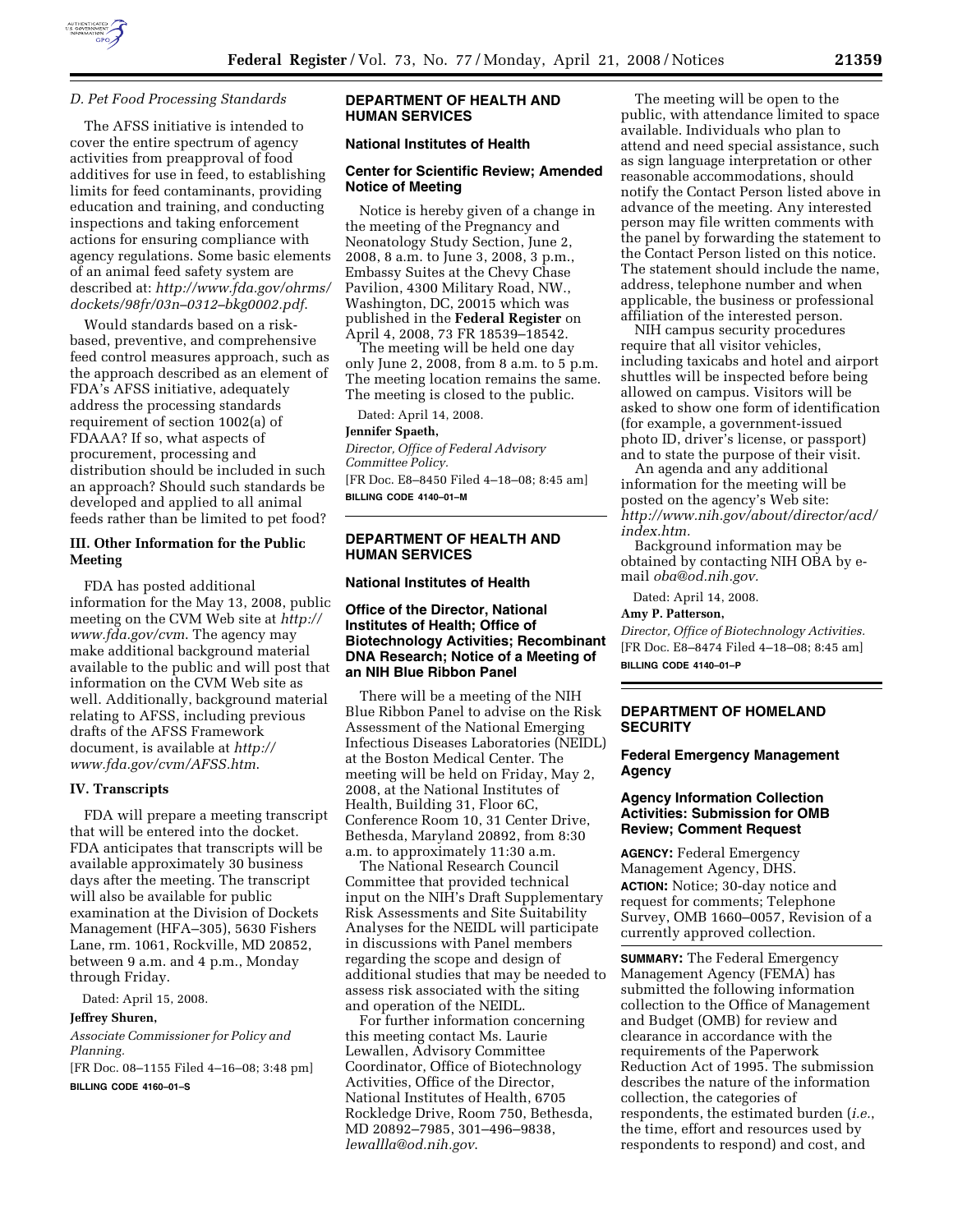*D. Pet Food Processing Standards*

The AFSS initiative is intended to cover the entire spectrum of agency activities from preapproval of food additives for use in feed, to establishing limits for feed contaminants, providing education and training, and conducting inspections and taking enforcement actions for ensuring compliance with agency regulations. Some basic elements of an animal feed safety system are described at: *http://www.fda.gov/ohrms/dockets/98fr/03n–0312–bkg0002.pdf*.

Would standards based on a risk-based, preventive, and comprehensive feed control measures approach, such as the approach described as an element of FDA's AFSS initiative, adequately address the processing standards requirement of section 1002(a) of FDAAA? If so, what aspects of procurement, processing and distribution should be included in such an approach? Should such standards be developed and applied to all animal feeds rather than be limited to pet food?

### III. Other Information for the Public Meeting

FDA has posted additional information for the May 13, 2008, public meeting on the CVM Web site at *http://www.fda.gov/cvm*. The agency may make additional background material available to the public and will post that information on the CVM Web site as well. Additionally, background material relating to AFSS, including previous drafts of the AFSS Framework document, is available at *http://www.fda.gov/cvm/AFSS.htm*.

### IV. Transcripts

FDA will prepare a meeting transcript that will be entered into the docket. FDA anticipates that transcripts will be available approximately 30 business days after the meeting. The transcript will also be available for public examination at the Division of Dockets Management (HFA–305), 5630 Fishers Lane, rm. 1061, Rockville, MD 20852, between 9 a.m. and 4 p.m., Monday through Friday.

Dated: April 15, 2008.

**Jeffrey Shuren,**

*Associate Commissioner for Policy and Planning.*

[FR Doc. 08–1155 Filed 4–16–08; 3:48 pm]

**BILLING CODE 4160–01–S**

---

## DEPARTMENT OF HEALTH AND HUMAN SERVICES

### National Institutes of Health

### Center for Scientific Review; Amended Notice of Meeting

Notice is hereby given of a change in the meeting of the Pregnancy and Neonatology Study Section, June 2, 2008, 8 a.m. to June 3, 2008, 3 p.m., Embassy Suites at the Chevy Chase Pavilion, 4300 Military Road, NW., Washington, DC, 20015 which was published in the **Federal Register** on April 4, 2008, 73 FR 18539–18542.

The meeting will be held one day only June 2, 2008, from 8 a.m. to 5 p.m. The meeting location remains the same. The meeting is closed to the public.

Dated: April 14, 2008.

**Jennifer Spaeth,**

*Director, Office of Federal Advisory Committee Policy.*

[FR Doc. E8–8450 Filed 4–18–08; 8:45 am]

**BILLING CODE 4140–01–M**

---

## DEPARTMENT OF HEALTH AND HUMAN SERVICES

### National Institutes of Health

### Office of the Director, National Institutes of Health; Office of Biotechnology Activities; Recombinant DNA Research; Notice of a Meeting of an NIH Blue Ribbon Panel

There will be a meeting of the NIH Blue Ribbon Panel to advise on the Risk Assessment of the National Emerging Infectious Diseases Laboratories (NEIDL) at the Boston Medical Center. The meeting will be held on Friday, May 2, 2008, at the National Institutes of Health, Building 31, Floor 6C, Conference Room 10, 31 Center Drive, Bethesda, Maryland 20892, from 8:30 a.m. to approximately 11:30 a.m.

The National Research Council Committee that provided technical input on the NIH's Draft Supplementary Risk Assessments and Site Suitability Analyses for the NEIDL will participate in discussions with Panel members regarding the scope and design of additional studies that may be needed to assess risk associated with the siting and operation of the NEIDL.

For further information concerning this meeting contact Ms. Laurie Lewallen, Advisory Committee Coordinator, Office of Biotechnology Activities, Office of the Director, National Institutes of Health, 6705 Rockledge Drive, Room 750, Bethesda, MD 20892–7985, 301–496–9838, *lewallla@od.nih.gov*.

The meeting will be open to the public, with attendance limited to space available. Individuals who plan to attend and need special assistance, such as sign language interpretation or other reasonable accommodations, should notify the Contact Person listed above in advance of the meeting. Any interested person may file written comments with the panel by forwarding the statement to the Contact Person listed on this notice. The statement should include the name, address, telephone number and when applicable, the business or professional affiliation of the interested person.

NIH campus security procedures require that all visitor vehicles, including taxicabs and hotel and airport shuttles will be inspected before being allowed on campus. Visitors will be asked to show one form of identification (for example, a government-issued photo ID, driver's license, or passport) and to state the purpose of their visit.

An agenda and any additional information for the meeting will be posted on the agency's Web site: *http://www.nih.gov/about/director/acd/index.htm.*

Background information may be obtained by contacting NIH OBA by e-mail *oba@od.nih.gov.*

Dated: April 14, 2008.

**Amy P. Patterson,**

*Director, Office of Biotechnology Activities.*

[FR Doc. E8–8474 Filed 4–18–08; 8:45 am]

**BILLING CODE 4140–01–P**

---

## DEPARTMENT OF HOMELAND SECURITY

### Federal Emergency Management Agency

### Agency Information Collection Activities: Submission for OMB Review; Comment Request

**AGENCY:** Federal Emergency Management Agency, DHS.

**ACTION:** Notice; 30-day notice and request for comments; Telephone Survey, OMB 1660–0057, Revision of a currently approved collection.

**SUMMARY:** The Federal Emergency Management Agency (FEMA) has submitted the following information collection to the Office of Management and Budget (OMB) for review and clearance in accordance with the requirements of the Paperwork Reduction Act of 1995. The submission describes the nature of the information collection, the categories of respondents, the estimated burden (*i.e.*, the time, effort and resources used by respondents to respond) and cost, and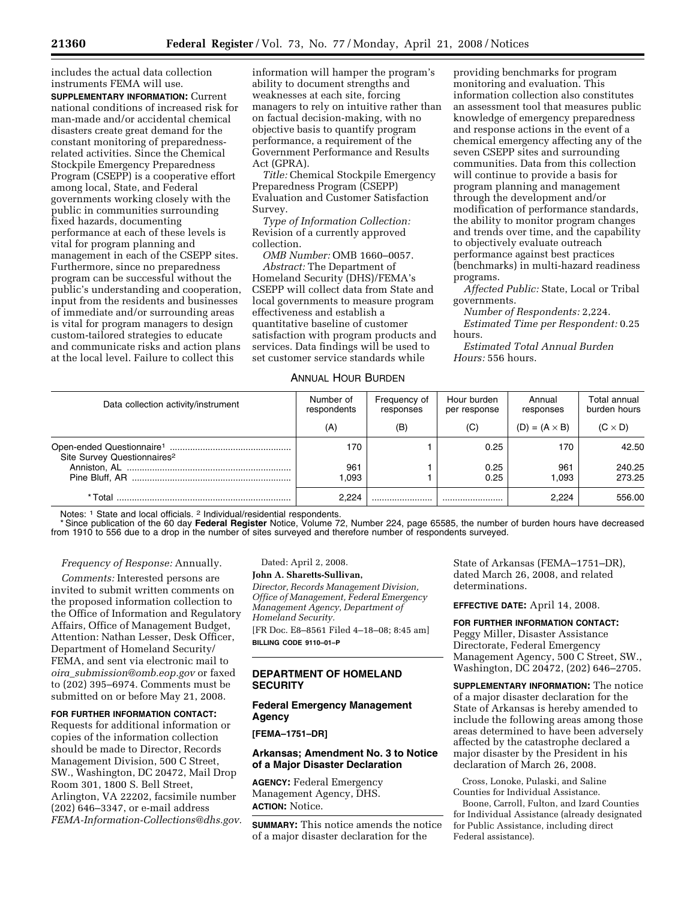includes the actual data collection instruments FEMA will use.

**SUPPLEMENTARY INFORMATION:** Current national conditions of increased risk for man-made and/or accidental chemical disasters create great demand for the constant monitoring of preparedness-related activities. Since the Chemical Stockpile Emergency Preparedness Program (CSEPP) is a cooperative effort among local, State, and Federal governments working closely with the public in communities surrounding fixed hazards, documenting performance at each of these levels is vital for program planning and management in each of the CSEPP sites. Furthermore, since no preparedness program can be successful without the public's understanding and cooperation, input from the residents and businesses of immediate and/or surrounding areas is vital for program managers to design custom-tailored strategies to educate and communicate risks and action plans at the local level. Failure to collect this information will hamper the program's ability to document strengths and weaknesses at each site, forcing managers to rely on intuitive rather than on factual decision-making, with no objective basis to quantify program performance, a requirement of the Government Performance and Results Act (GPRA).

*Title:* Chemical Stockpile Emergency Preparedness Program (CSEPP) Evaluation and Customer Satisfaction Survey.

*Type of Information Collection:* Revision of a currently approved collection.

*OMB Number:* OMB 1660–0057.

*Abstract:* The Department of Homeland Security (DHS)/FEMA's CSEPP will collect data from State and local governments to measure program effectiveness and establish a quantitative baseline of customer satisfaction with program products and services. Data findings will be used to set customer service standards while providing benchmarks for program monitoring and evaluation. This information collection also constitutes an assessment tool that measures public knowledge of emergency preparedness and response actions in the event of a chemical emergency affecting any of the seven CSEPP sites and surrounding communities. Data from this collection will continue to provide a basis for program planning and management through the development and/or modification of performance standards, the ability to monitor program changes and trends over time, and the capability to objectively evaluate outreach performance against best practices (benchmarks) in multi-hazard readiness programs.

*Affected Public:* State, Local or Tribal governments.

*Number of Respondents:* 2,224.

*Estimated Time per Respondent:* 0.25 hours.

*Estimated Total Annual Burden Hours:* 556 hours.

ANNUAL HOUR BURDEN

| Data collection activity/instrument | Number of respondents (A) | Frequency of responses (B) | Hour burden per response (C) | Annual responses (D) = (A × B) | Total annual burden hours (C × D) |
|---|---|---|---|---|---|
| Open-ended Questionnaire[1] | 170 | 1 | 0.25 | 170 | 42.50 |
| Site Survey Questionnaires[2] | | | | | |
| Anniston, AL | 961 | 1 | 0.25 | 961 | 240.25 |
| Pine Bluff, AR | 1,093 | 1 | 0.25 | 1,093 | 273.25 |
| *Total | 2,224 | | | 2,224 | 556.00 |

Notes: [1] State and local officials. [2] Individual/residential respondents.

* Since publication of the 60 day **Federal Register** Notice, Volume 72, Number 224, page 65585, the number of burden hours have decreased from 1910 to 556 due to a drop in the number of sites surveyed and therefore number of respondents surveyed.

*Frequency of Response:* Annually.

*Comments:* Interested persons are invited to submit written comments on the proposed information collection to the Office of Information and Regulatory Affairs, Office of Management Budget, Attention: Nathan Lesser, Desk Officer, Department of Homeland Security/FEMA, and sent via electronic mail to *oira_submission@omb.eop.gov* or faxed to (202) 395–6974. Comments must be submitted on or before May 21, 2008.

**FOR FURTHER INFORMATION CONTACT:** Requests for additional information or copies of the information collection should be made to Director, Records Management Division, 500 C Street, SW., Washington, DC 20472, Mail Drop Room 301, 1800 S. Bell Street, Arlington, VA 22202, facsimile number (202) 646–3347, or e-mail address *FEMA-Information-Collections@dhs.gov*.

Dated: April 2, 2008.

**John A. Sharetts-Sullivan,**

*Director, Records Management Division, Office of Management, Federal Emergency Management Agency, Department of Homeland Security.*

[FR Doc. E8–8561 Filed 4–18–08; 8:45 am]

**BILLING CODE 9110–01–P**

## DEPARTMENT OF HOMELAND SECURITY

### Federal Emergency Management Agency

**[FEMA–1751–DR]**

### Arkansas; Amendment No. 3 to Notice of a Major Disaster Declaration

**AGENCY:** Federal Emergency Management Agency, DHS.

**ACTION:** Notice.

**SUMMARY:** This notice amends the notice of a major disaster declaration for the State of Arkansas (FEMA–1751–DR), dated March 26, 2008, and related determinations.

**EFFECTIVE DATE:** April 14, 2008.

**FOR FURTHER INFORMATION CONTACT:** Peggy Miller, Disaster Assistance Directorate, Federal Emergency Management Agency, 500 C Street, SW., Washington, DC 20472, (202) 646–2705.

**SUPPLEMENTARY INFORMATION:** The notice of a major disaster declaration for the State of Arkansas is hereby amended to include the following areas among those areas determined to have been adversely affected by the catastrophe declared a major disaster by the President in his declaration of March 26, 2008.

Cross, Lonoke, Pulaski, and Saline Counties for Individual Assistance.

Boone, Carroll, Fulton, and Izard Counties for Individual Assistance (already designated for Public Assistance, including direct Federal assistance).